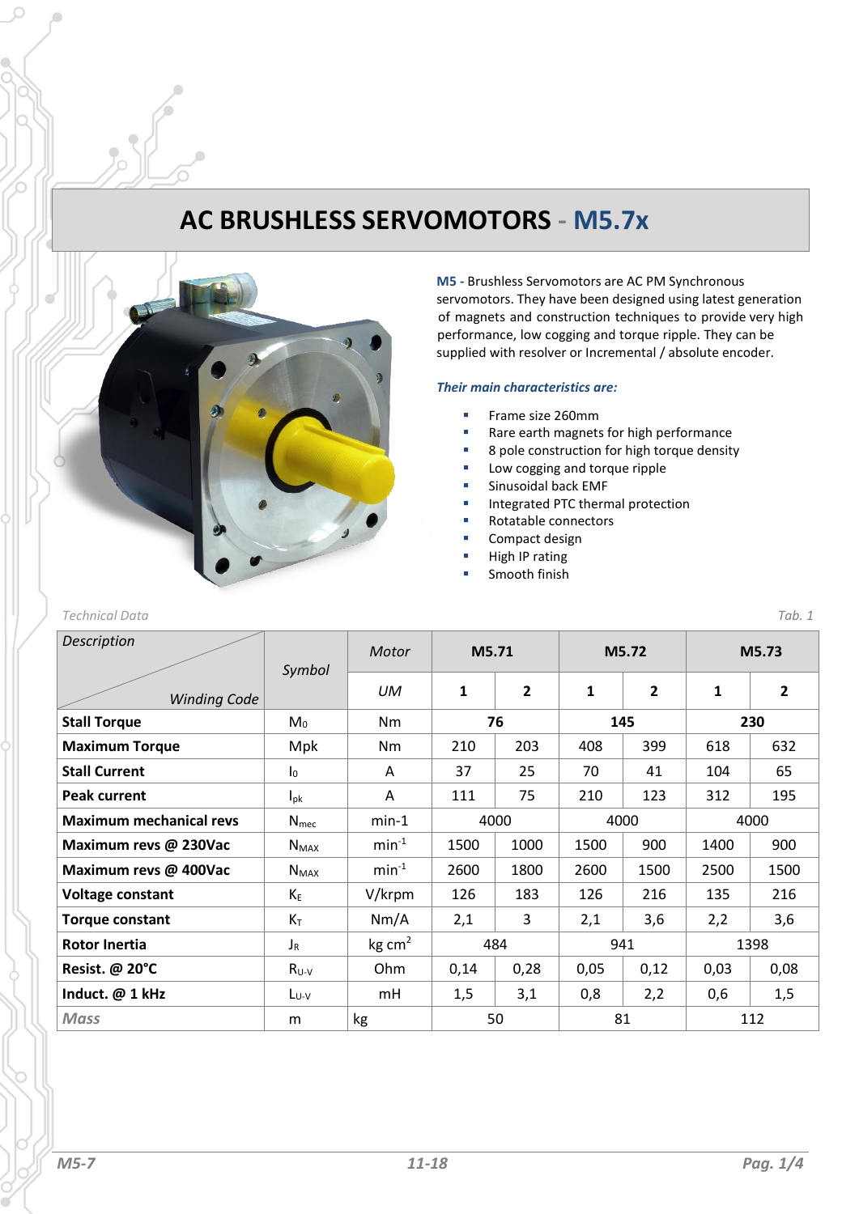# AC BRUSHLESS SERVOMOTORS - M5.7x

**M5 -** Brushless Servomotors are AC PM Synchronous servomotors. They have been designed using latest generation of magnets and construction techniques to provide very high performance, low cogging and torque ripple. They can be supplied with resolver or Incremental / absolute encoder.

***Their main characteristics are:***

- Frame size 260mm
- Rare earth magnets for high performance
- 8 pole construction for high torque density
- Low cogging and torque ripple
- Sinusoidal back EMF
- Integrated PTC thermal protection
- Rotatable connectors
- Compact design
- High IP rating
- Smooth finish

*Technical Data* *Tab. 1*

| *Description* / *Winding Code* | *Symbol* | *Motor* | **M5.71** | | **M5.72** | | **M5.73** | |
|---|---|---|---|---|---|---|---|---|
| | | *UM* | **1** | **2** | **1** | **2** | **1** | **2** |
| **Stall Torque** | $M_0$ | Nm | **76** | | **145** | | **230** | |
| **Maximum Torque** | Mpk | Nm | 210 | 203 | 408 | 399 | 618 | 632 |
| **Stall Current** | $I_0$ | A | 37 | 25 | 70 | 41 | 104 | 65 |
| **Peak current** | $I_{pk}$ | A | 111 | 75 | 210 | 123 | 312 | 195 |
| **Maximum mechanical revs** | $N_{mec}$ | min-1 | 4000 | | 4000 | | 4000 | |
| **Maximum revs @ 230Vac** | $N_{MAX}$ | $min^{-1}$ | 1500 | 1000 | 1500 | 900 | 1400 | 900 |
| **Maximum revs @ 400Vac** | $N_{MAX}$ | $min^{-1}$ | 2600 | 1800 | 2600 | 1500 | 2500 | 1500 |
| **Voltage constant** | $K_E$ | V/krpm | 126 | 183 | 126 | 216 | 135 | 216 |
| **Torque constant** | $K_T$ | Nm/A | 2,1 | 3 | 2,1 | 3,6 | 2,2 | 3,6 |
| **Rotor Inertia** | $J_R$ | kg $cm^2$ | 484 | | 941 | | 1398 | |
| **Resist. @ 20°C** | $R_{U-V}$ | Ohm | 0,14 | 0,28 | 0,05 | 0,12 | 0,03 | 0,08 |
| **Induct. @ 1 kHz** | $L_{U-V}$ | mH | 1,5 | 3,1 | 0,8 | 2,2 | 0,6 | 1,5 |
| ***Mass*** | m | kg | 50 | | 81 | | 112 | |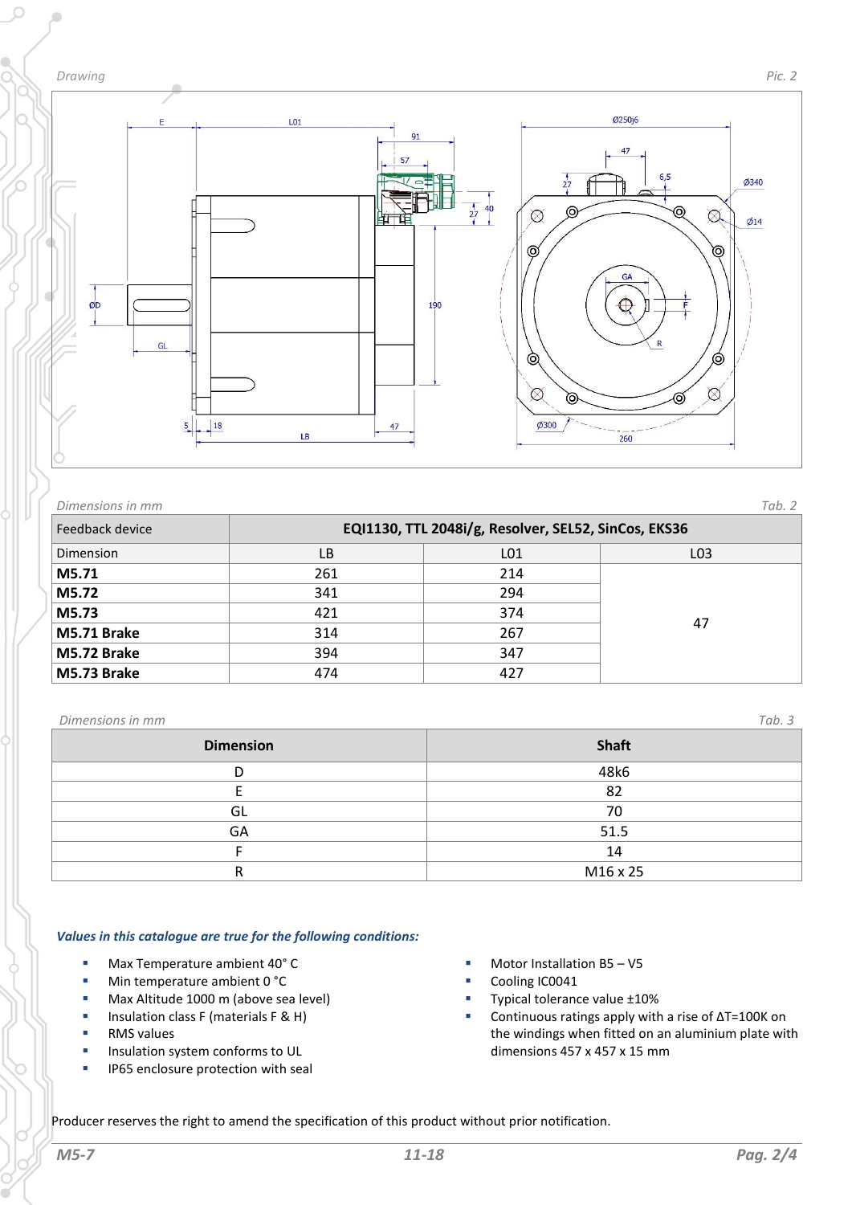*Drawing* — *Pic. 2*

*Dimensions in mm* — *Tab. 2*

| Feedback device | EQI1130, TTL 2048i/g, Resolver, SEL52, SinCos, EKS36 | | |
|---|---|---|---|
| Dimension | LB | L01 | L03 |
| **M5.71** | 261 | 214 | 47 |
| **M5.72** | 341 | 294 | |
| **M5.73** | 421 | 374 | |
| **M5.71 Brake** | 314 | 267 | |
| **M5.72 Brake** | 394 | 347 | |
| **M5.73 Brake** | 474 | 427 | |

*Dimensions in mm* — *Tab. 3*

| Dimension | Shaft |
|---|---|
| D | 48k6 |
| E | 82 |
| GL | 70 |
| GA | 51.5 |
| F | 14 |
| R | M16 x 25 |

***Values in this catalogue are true for the following conditions:***

- Max Temperature ambient 40° C
- Min temperature ambient 0 °C
- Max Altitude 1000 m (above sea level)
- Insulation class F (materials F & H)
- RMS values
- Insulation system conforms to UL
- IP65 enclosure protection with seal
- Motor Installation B5 – V5
- Cooling IC0041
- Typical tolerance value ±10%
- Continuous ratings apply with a rise of ΔT=100K on the windings when fitted on an aluminium plate with dimensions 457 x 457 x 15 mm

Producer reserves the right to amend the specification of this product without prior notification.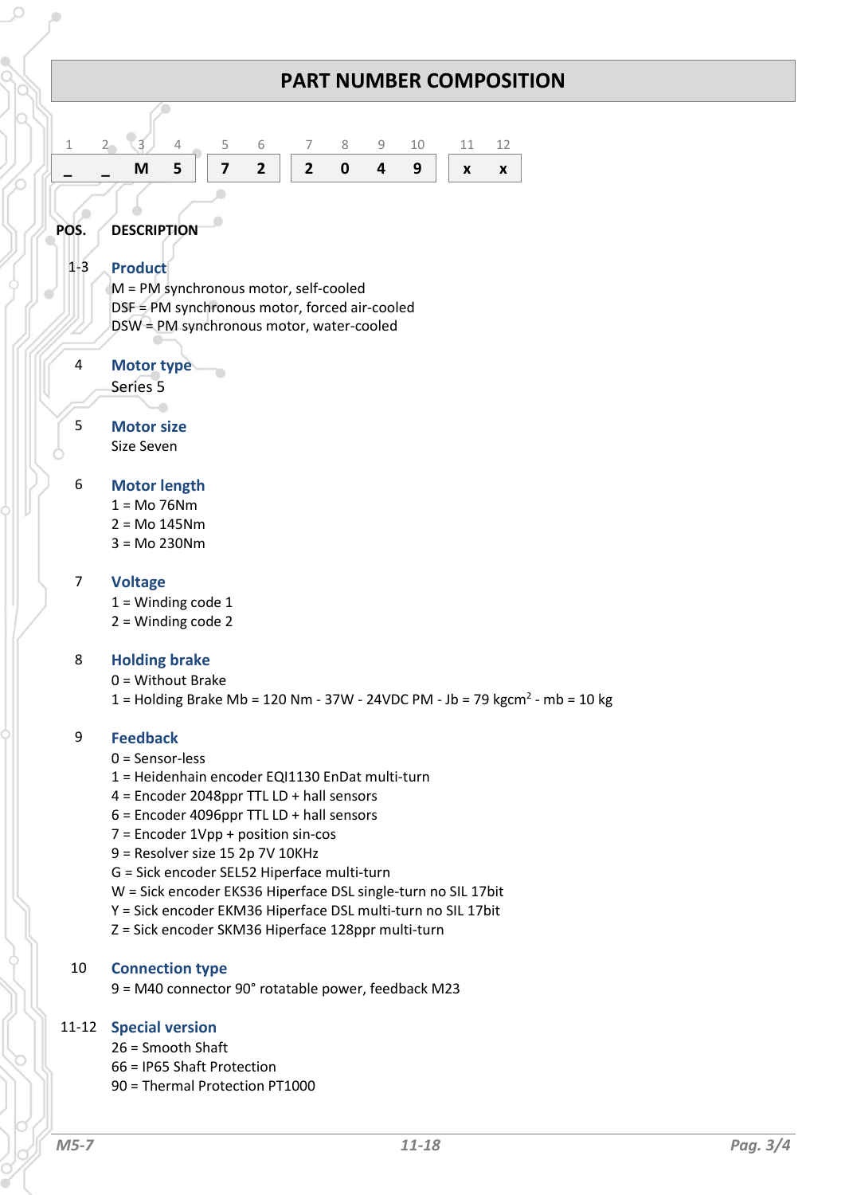# PART NUMBER COMPOSITION

| 1 | 2 | 3 | 4 | 5 | 6 | 7 | 8 | 9 | 10 | 11 | 12 |
|---|---|---|---|---|---|---|---|---|---|---|---|
| _ | _ | M | 5 | 7 | 2 | 2 | 0 | 4 | 9 | x | x |

| POS. | DESCRIPTION |
|---|---|
| 1-3 | **Product**<br>M = PM synchronous motor, self-cooled<br>DSF = PM synchronous motor, forced air-cooled<br>DSW = PM synchronous motor, water-cooled |
| 4 | **Motor type**<br>Series 5 |
| 5 | **Motor size**<br>Size Seven |
| 6 | **Motor length**<br>1 = Mo 76Nm<br>2 = Mo 145Nm<br>3 = Mo 230Nm |
| 7 | **Voltage**<br>1 = Winding code 1<br>2 = Winding code 2 |
| 8 | **Holding brake**<br>0 = Without Brake<br>1 = Holding Brake Mb = 120 Nm - 37W - 24VDC PM - Jb = 79 kgcm$^2$ - mb = 10 kg |
| 9 | **Feedback**<br>0 = Sensor-less<br>1 = Heidenhain encoder EQI1130 EnDat multi-turn<br>4 = Encoder 2048ppr TTL LD + hall sensors<br>6 = Encoder 4096ppr TTL LD + hall sensors<br>7 = Encoder 1Vpp + position sin-cos<br>9 = Resolver size 15 2p 7V 10KHz<br>G = Sick encoder SEL52 Hiperface multi-turn<br>W = Sick encoder EKS36 Hiperface DSL single-turn no SIL 17bit<br>Y = Sick encoder EKM36 Hiperface DSL multi-turn no SIL 17bit<br>Z = Sick encoder SKM36 Hiperface 128ppr multi-turn |
| 10 | **Connection type**<br>9 = M40 connector 90° rotatable power, feedback M23 |
| 11-12 | **Special version**<br>26 = Smooth Shaft<br>66 = IP65 Shaft Protection<br>90 = Thermal Protection PT1000 |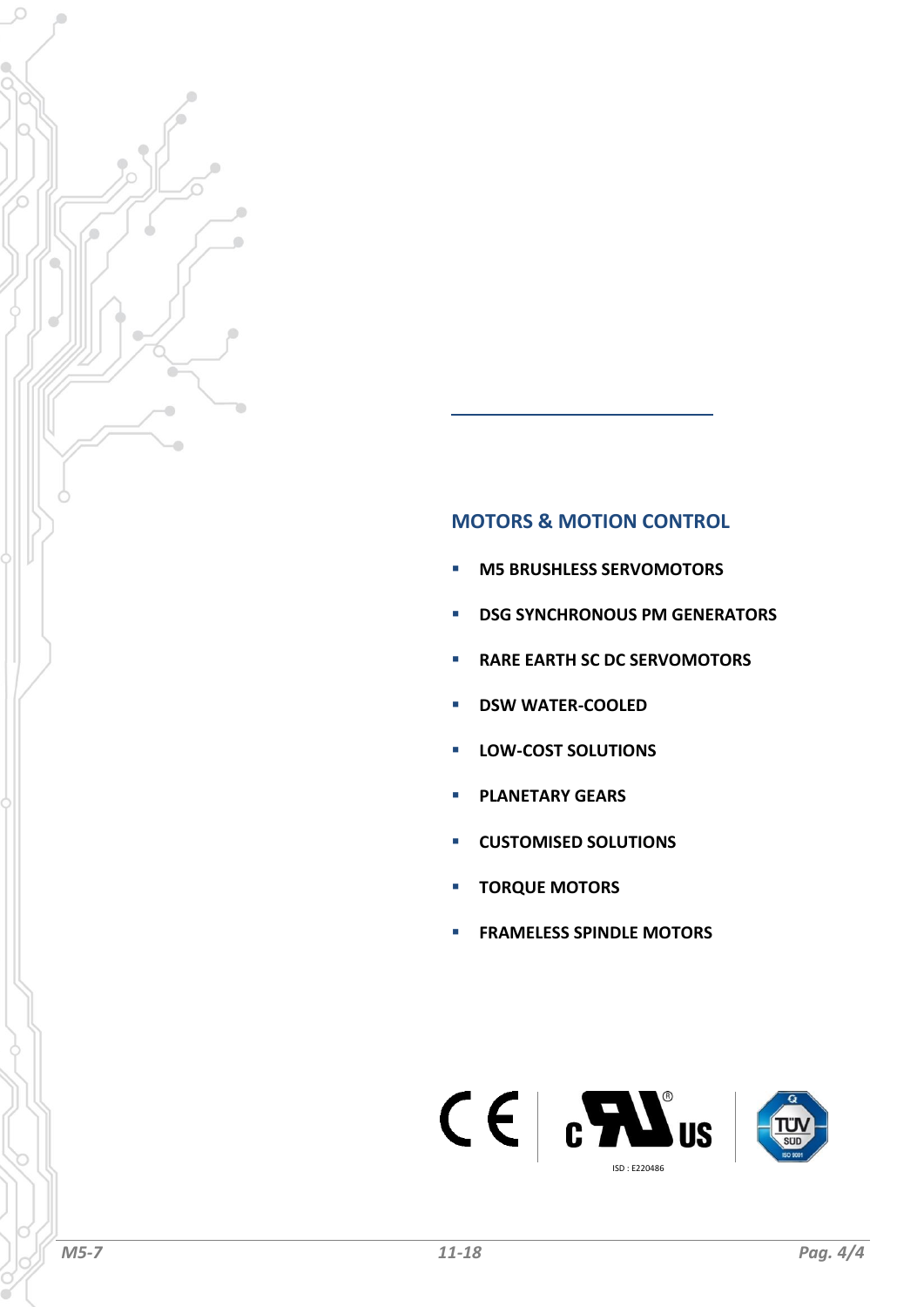## MOTORS & MOTION CONTROL

- **M5 BRUSHLESS SERVOMOTORS**
- **DSG SYNCHRONOUS PM GENERATORS**
- **RARE EARTH SC DC SERVOMOTORS**
- **DSW WATER-COOLED**
- **LOW-COST SOLUTIONS**
- **PLANETARY GEARS**
- **CUSTOMISED SOLUTIONS**
- **TORQUE MOTORS**
- **FRAMELESS SPINDLE MOTORS**

ISD : E220486